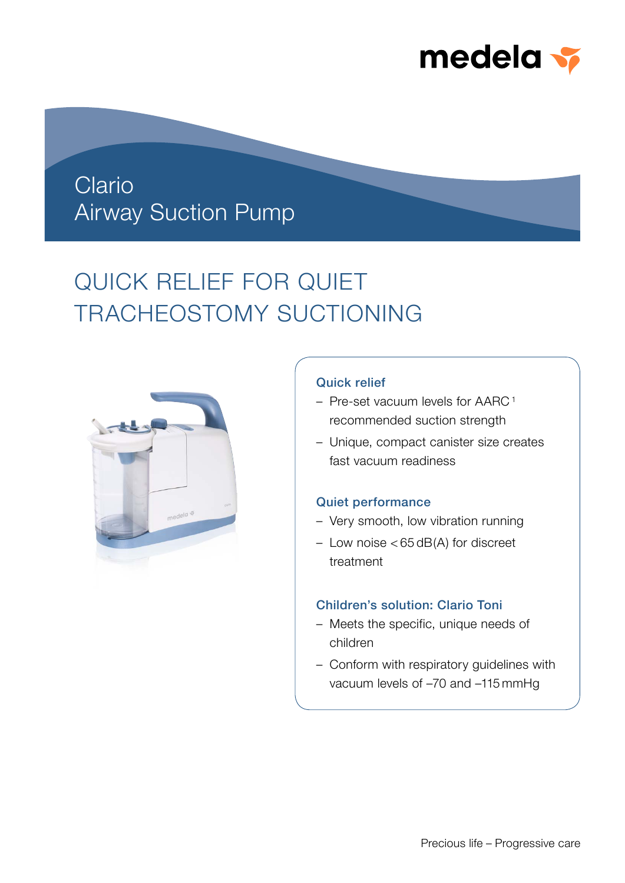medela

# Clario Airway Suction Pump

## QUICK RELIEF FOR QUIET TRACHEOSTOMY SUCTIONING

### Quick relief

- Pre-set vacuum levels for AARC[1] recommended suction strength
- Unique, compact canister size creates fast vacuum readiness

### Quiet performance

- Very smooth, low vibration running
- Low noise < 65 dB(A) for discreet treatment

### Children's solution: Clario Toni

- Meets the specific, unique needs of children
- Conform with respiratory guidelines with vacuum levels of –70 and –115 mmHg

Precious life – Progressive care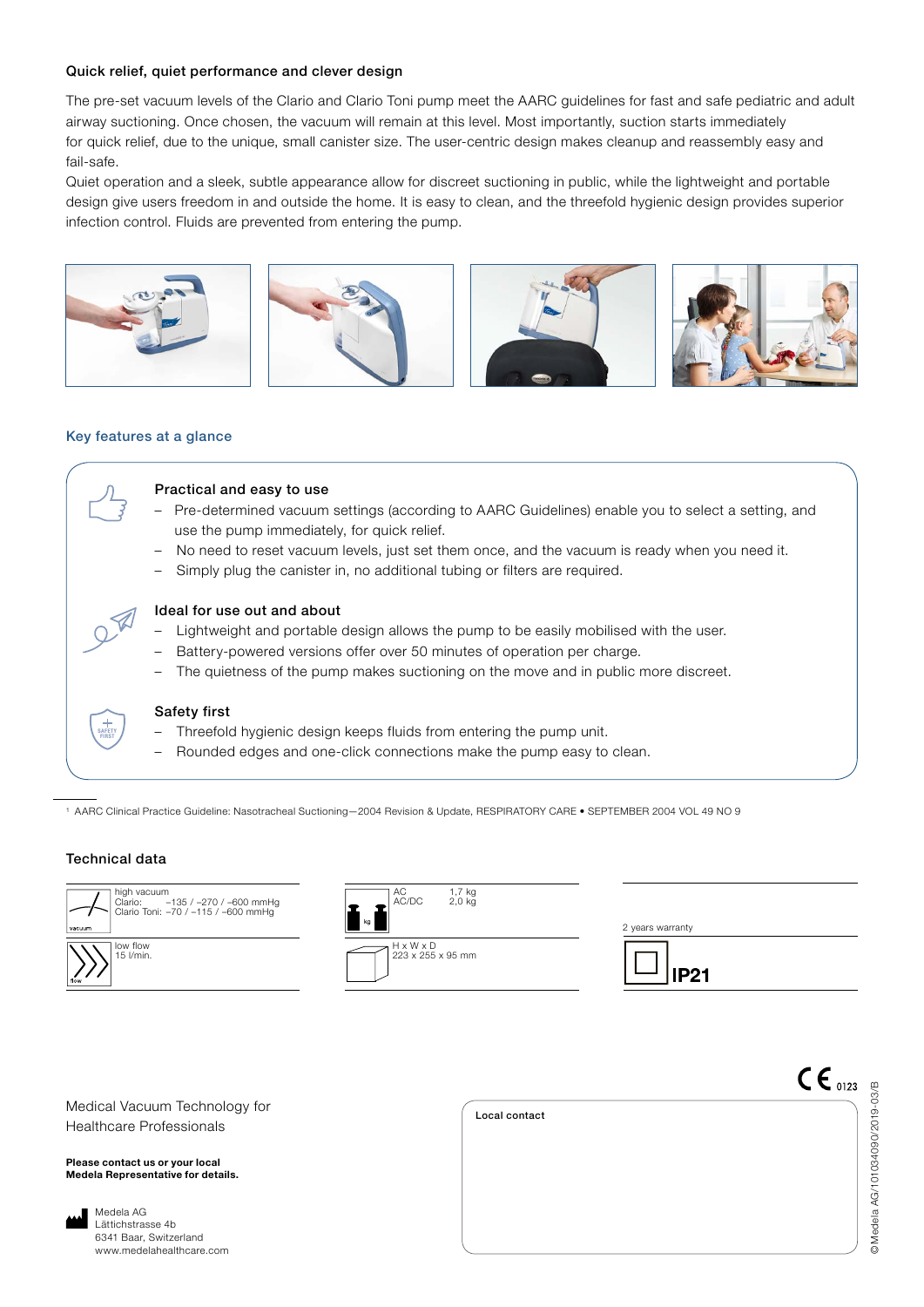### Quick relief, quiet performance and clever design

The pre-set vacuum levels of the Clario and Clario Toni pump meet the AARC guidelines for fast and safe pediatric and adult airway suctioning. Once chosen, the vacuum will remain at this level. Most importantly, suction starts immediately for quick relief, due to the unique, small canister size. The user-centric design makes cleanup and reassembly easy and fail-safe.

Quiet operation and a sleek, subtle appearance allow for discreet suctioning in public, while the lightweight and portable design give users freedom in and outside the home. It is easy to clean, and the threefold hygienic design provides superior infection control. Fluids are prevented from entering the pump.

### Key features at a glance

**Practical and easy to use**

- Pre-determined vacuum settings (according to AARC Guidelines) enable you to select a setting, and use the pump immediately, for quick relief.
- No need to reset vacuum levels, just set them once, and the vacuum is ready when you need it.
- Simply plug the canister in, no additional tubing or filters are required.

**Ideal for use out and about**

- Lightweight and portable design allows the pump to be easily mobilised with the user.
- Battery-powered versions offer over 50 minutes of operation per charge.
- The quietness of the pump makes suctioning on the move and in public more discreet.

**Safety first**

- Threefold hygienic design keeps fluids from entering the pump unit.
- Rounded edges and one-click connections make the pump easy to clean.

[1] AARC Clinical Practice Guideline: Nasotracheal Suctioning—2004 Revision & Update, RESPIRATORY CARE • SEPTEMBER 2004 VOL 49 NO 9

### Technical data

vacuum
high vacuum
Clario: –135 / –270 / –600 mmHg
Clario Toni: –70 / –115 / –600 mmHg

flow
low flow
15 l/min.

kg
AC 1,7 kg
AC/DC 2,0 kg

H x W x D
223 x 255 x 95 mm

2 years warranty

IP21

CE 0123

Medical Vacuum Technology for Healthcare Professionals

**Please contact us or your local Medela Representative for details.**

Medela AG
Lättichstrasse 4b
6341 Baar, Switzerland
www.medelahealthcare.com

Local contact

©Medela AG/101034090/2019-03/B